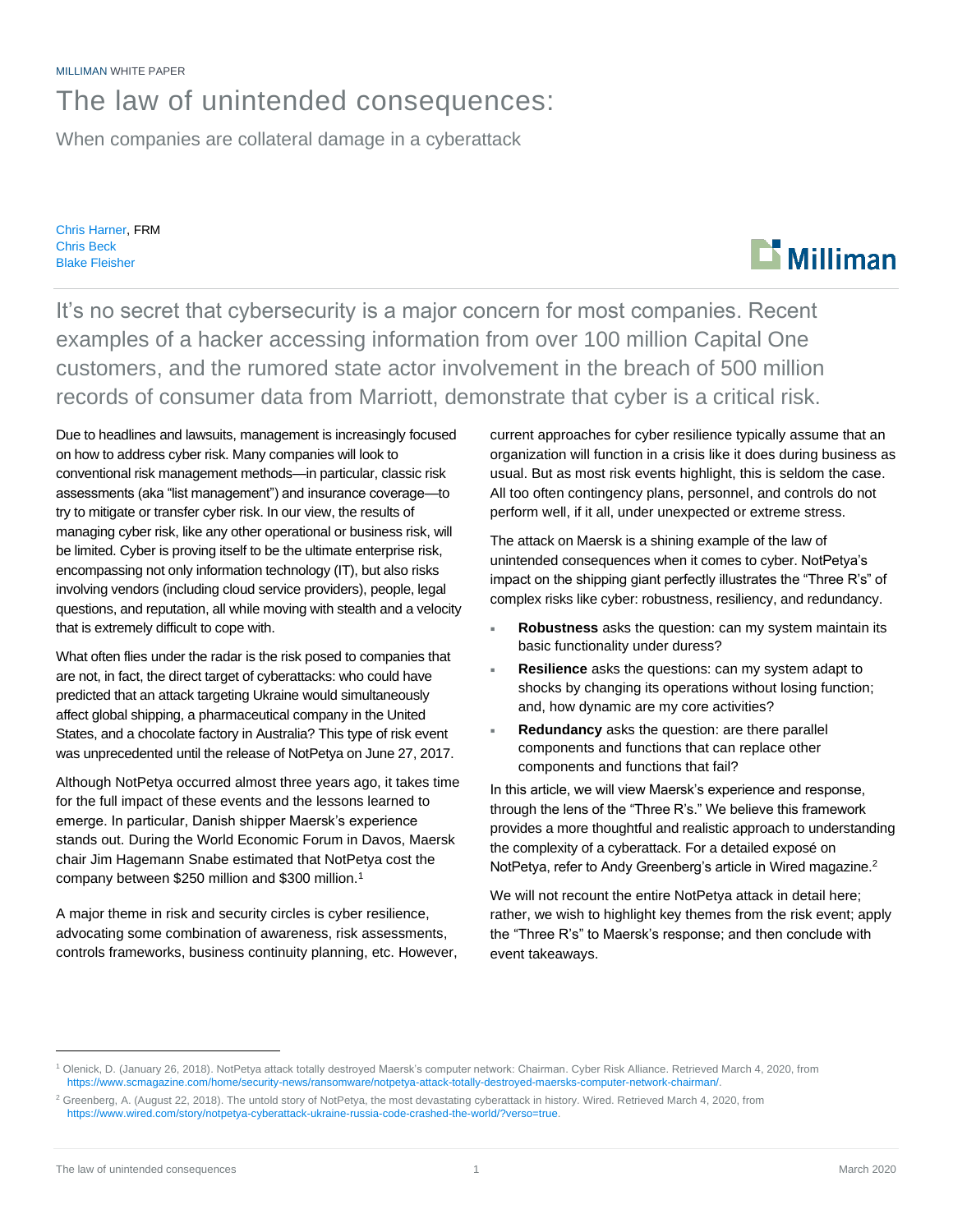MILLIMAN WHITE PAPER

# The law of unintended consequences:

## When companies are collateral damage in a cyberattack

Chris Harner, FRM
Chris Beck
Blake Fleisher

It's no secret that cybersecurity is a major concern for most companies. Recent examples of a hacker accessing information from over 100 million Capital One customers, and the rumored state actor involvement in the breach of 500 million records of consumer data from Marriott, demonstrate that cyber is a critical risk.

Due to headlines and lawsuits, management is increasingly focused on how to address cyber risk. Many companies will look to conventional risk management methods—in particular, classic risk assessments (aka "list management") and insurance coverage—to try to mitigate or transfer cyber risk. In our view, the results of managing cyber risk, like any other operational or business risk, will be limited. Cyber is proving itself to be the ultimate enterprise risk, encompassing not only information technology (IT), but also risks involving vendors (including cloud service providers), people, legal questions, and reputation, all while moving with stealth and a velocity that is extremely difficult to cope with.

What often flies under the radar is the risk posed to companies that are not, in fact, the direct target of cyberattacks: who could have predicted that an attack targeting Ukraine would simultaneously affect global shipping, a pharmaceutical company in the United States, and a chocolate factory in Australia? This type of risk event was unprecedented until the release of NotPetya on June 27, 2017.

Although NotPetya occurred almost three years ago, it takes time for the full impact of these events and the lessons learned to emerge. In particular, Danish shipper Maersk's experience stands out. During the World Economic Forum in Davos, Maersk chair Jim Hagemann Snabe estimated that NotPetya cost the company between $250 million and $300 million.[1]

A major theme in risk and security circles is cyber resilience, advocating some combination of awareness, risk assessments, controls frameworks, business continuity planning, etc. However, current approaches for cyber resilience typically assume that an organization will function in a crisis like it does during business as usual. But as most risk events highlight, this is seldom the case. All too often contingency plans, personnel, and controls do not perform well, if it all, under unexpected or extreme stress.

The attack on Maersk is a shining example of the law of unintended consequences when it comes to cyber. NotPetya's impact on the shipping giant perfectly illustrates the "Three R's" of complex risks like cyber: robustness, resiliency, and redundancy.

- **Robustness** asks the question: can my system maintain its basic functionality under duress?
- **Resilience** asks the questions: can my system adapt to shocks by changing its operations without losing function; and, how dynamic are my core activities?
- **Redundancy** asks the question: are there parallel components and functions that can replace other components and functions that fail?

In this article, we will view Maersk's experience and response, through the lens of the "Three R's." We believe this framework provides a more thoughtful and realistic approach to understanding the complexity of a cyberattack. For a detailed exposé on NotPetya, refer to Andy Greenberg's article in Wired magazine.[2]

We will not recount the entire NotPetya attack in detail here; rather, we wish to highlight key themes from the risk event; apply the "Three R's" to Maersk's response; and then conclude with event takeaways.

---

[1] Olenick, D. (January 26, 2018). NotPetya attack totally destroyed Maersk's computer network: Chairman. Cyber Risk Alliance. Retrieved March 4, 2020, from https://www.scmagazine.com/home/security-news/ransomware/notpetya-attack-totally-destroyed-maersks-computer-network-chairman/.

[2] Greenberg, A. (August 22, 2018). The untold story of NotPetya, the most devastating cyberattack in history. Wired. Retrieved March 4, 2020, from https://www.wired.com/story/notpetya-cyberattack-ukraine-russia-code-crashed-the-world/?verso=true.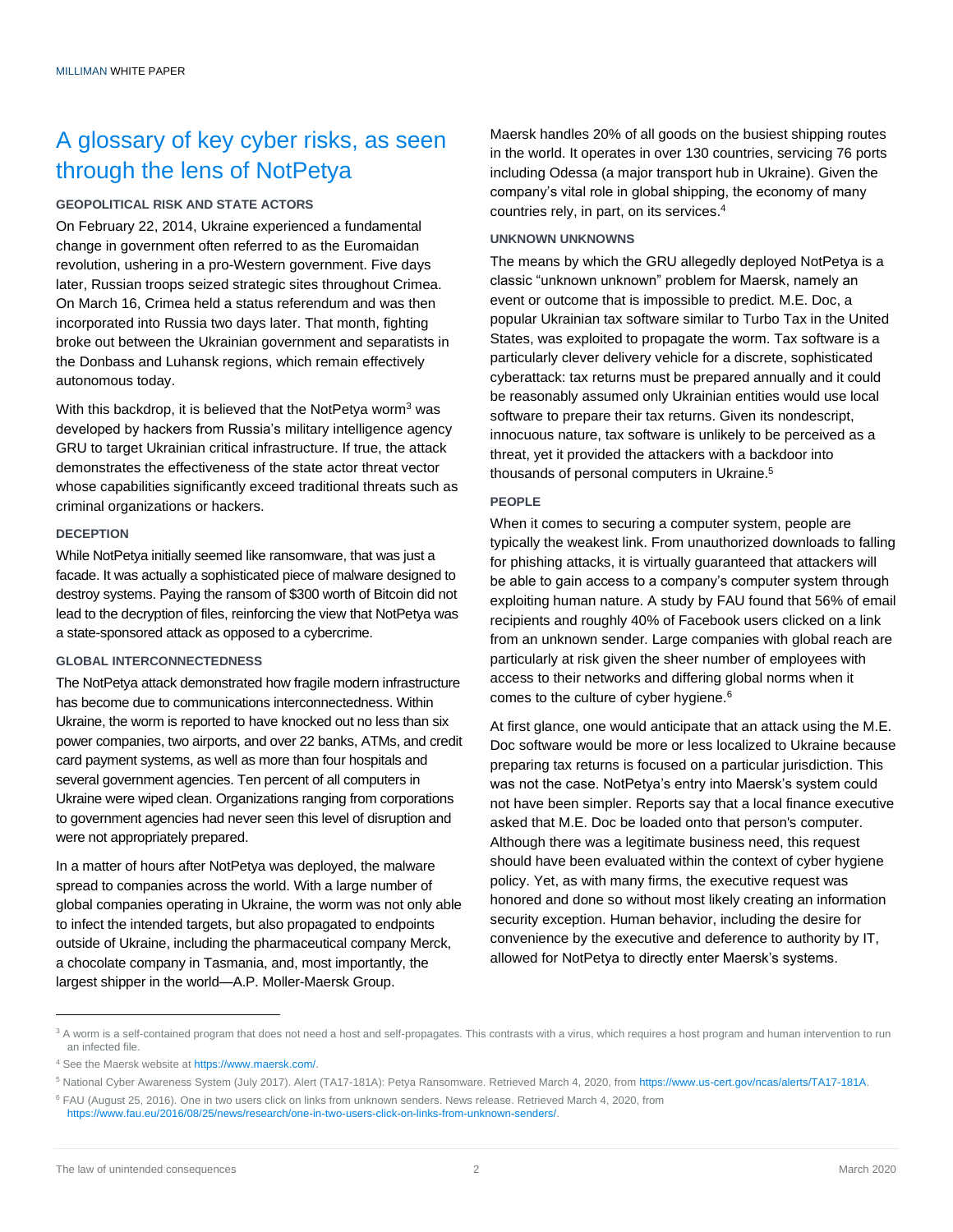## A glossary of key cyber risks, as seen through the lens of NotPetya

### GEOPOLITICAL RISK AND STATE ACTORS

On February 22, 2014, Ukraine experienced a fundamental change in government often referred to as the Euromaidan revolution, ushering in a pro-Western government. Five days later, Russian troops seized strategic sites throughout Crimea. On March 16, Crimea held a status referendum and was then incorporated into Russia two days later. That month, fighting broke out between the Ukrainian government and separatists in the Donbass and Luhansk regions, which remain effectively autonomous today.

With this backdrop, it is believed that the NotPetya worm[3] was developed by hackers from Russia's military intelligence agency GRU to target Ukrainian critical infrastructure. If true, the attack demonstrates the effectiveness of the state actor threat vector whose capabilities significantly exceed traditional threats such as criminal organizations or hackers.

### DECEPTION

While NotPetya initially seemed like ransomware, that was just a facade. It was actually a sophisticated piece of malware designed to destroy systems. Paying the ransom of $300 worth of Bitcoin did not lead to the decryption of files, reinforcing the view that NotPetya was a state-sponsored attack as opposed to a cybercrime.

### GLOBAL INTERCONNECTEDNESS

The NotPetya attack demonstrated how fragile modern infrastructure has become due to communications interconnectedness. Within Ukraine, the worm is reported to have knocked out no less than six power companies, two airports, and over 22 banks, ATMs, and credit card payment systems, as well as more than four hospitals and several government agencies. Ten percent of all computers in Ukraine were wiped clean. Organizations ranging from corporations to government agencies had never seen this level of disruption and were not appropriately prepared.

In a matter of hours after NotPetya was deployed, the malware spread to companies across the world. With a large number of global companies operating in Ukraine, the worm was not only able to infect the intended targets, but also propagated to endpoints outside of Ukraine, including the pharmaceutical company Merck, a chocolate company in Tasmania, and, most importantly, the largest shipper in the world—A.P. Moller-Maersk Group.

Maersk handles 20% of all goods on the busiest shipping routes in the world. It operates in over 130 countries, servicing 76 ports including Odessa (a major transport hub in Ukraine). Given the company's vital role in global shipping, the economy of many countries rely, in part, on its services.[4]

### UNKNOWN UNKNOWNS

The means by which the GRU allegedly deployed NotPetya is a classic "unknown unknown" problem for Maersk, namely an event or outcome that is impossible to predict. M.E. Doc, a popular Ukrainian tax software similar to Turbo Tax in the United States, was exploited to propagate the worm. Tax software is a particularly clever delivery vehicle for a discrete, sophisticated cyberattack: tax returns must be prepared annually and it could be reasonably assumed only Ukrainian entities would use local software to prepare their tax returns. Given its nondescript, innocuous nature, tax software is unlikely to be perceived as a threat, yet it provided the attackers with a backdoor into thousands of personal computers in Ukraine.[5]

### PEOPLE

When it comes to securing a computer system, people are typically the weakest link. From unauthorized downloads to falling for phishing attacks, it is virtually guaranteed that attackers will be able to gain access to a company's computer system through exploiting human nature. A study by FAU found that 56% of email recipients and roughly 40% of Facebook users clicked on a link from an unknown sender. Large companies with global reach are particularly at risk given the sheer number of employees with access to their networks and differing global norms when it comes to the culture of cyber hygiene.[6]

At first glance, one would anticipate that an attack using the M.E. Doc software would be more or less localized to Ukraine because preparing tax returns is focused on a particular jurisdiction. This was not the case. NotPetya's entry into Maersk's system could not have been simpler. Reports say that a local finance executive asked that M.E. Doc be loaded onto that person's computer. Although there was a legitimate business need, this request should have been evaluated within the context of cyber hygiene policy. Yet, as with many firms, the executive request was honored and done so without most likely creating an information security exception. Human behavior, including the desire for convenience by the executive and deference to authority by IT, allowed for NotPetya to directly enter Maersk's systems.

---

[3] A worm is a self-contained program that does not need a host and self-propagates. This contrasts with a virus, which requires a host program and human intervention to run an infected file.

[4] See the Maersk website at https://www.maersk.com/.

[5] National Cyber Awareness System (July 2017). Alert (TA17-181A): Petya Ransomware. Retrieved March 4, 2020, from https://www.us-cert.gov/ncas/alerts/TA17-181A.

[6] FAU (August 25, 2016). One in two users click on links from unknown senders. News release. Retrieved March 4, 2020, from https://www.fau.eu/2016/08/25/news/research/one-in-two-users-click-on-links-from-unknown-senders/.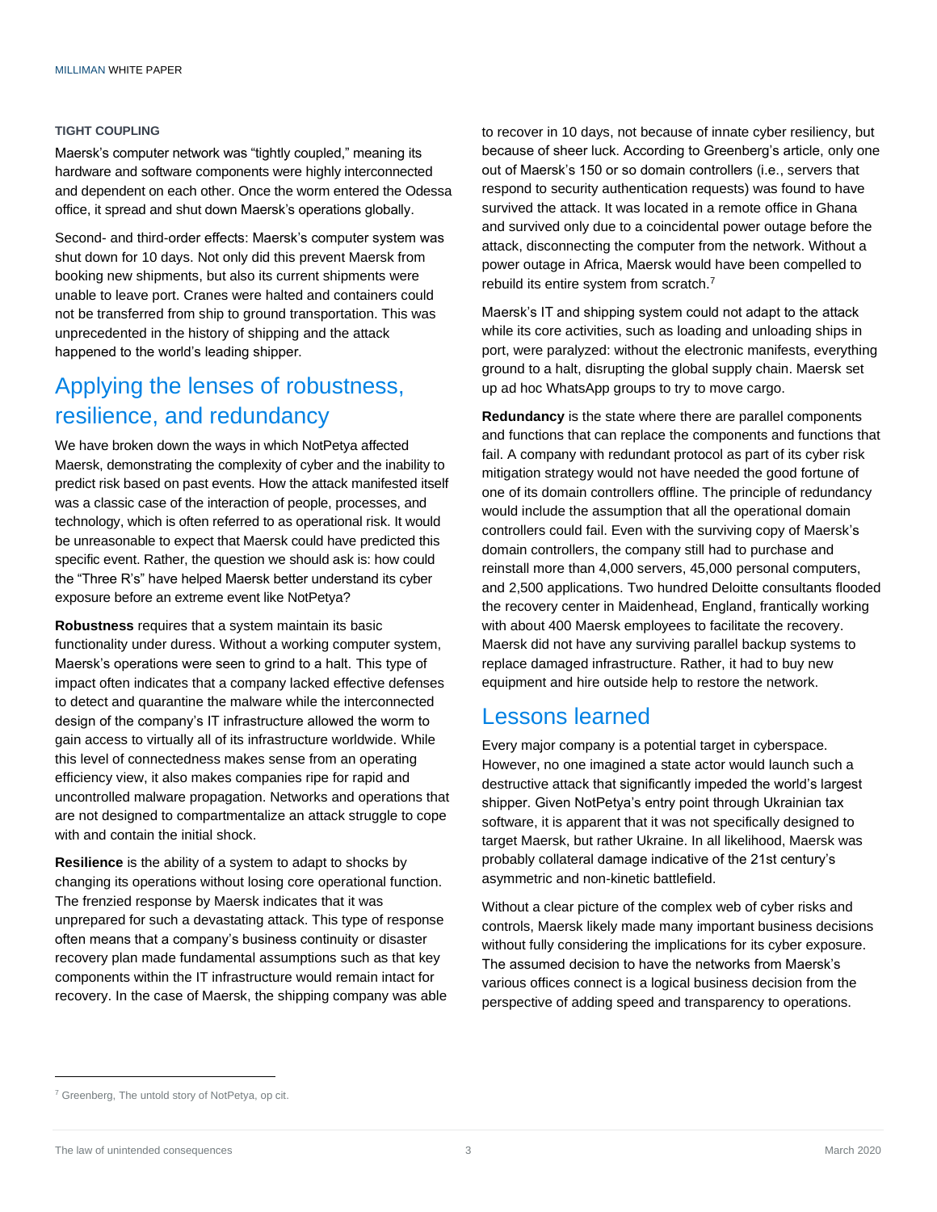### TIGHT COUPLING

Maersk's computer network was "tightly coupled," meaning its hardware and software components were highly interconnected and dependent on each other. Once the worm entered the Odessa office, it spread and shut down Maersk's operations globally.

Second- and third-order effects: Maersk's computer system was shut down for 10 days. Not only did this prevent Maersk from booking new shipments, but also its current shipments were unable to leave port. Cranes were halted and containers could not be transferred from ship to ground transportation. This was unprecedented in the history of shipping and the attack happened to the world's leading shipper.

## Applying the lenses of robustness, resilience, and redundancy

We have broken down the ways in which NotPetya affected Maersk, demonstrating the complexity of cyber and the inability to predict risk based on past events. How the attack manifested itself was a classic case of the interaction of people, processes, and technology, which is often referred to as operational risk. It would be unreasonable to expect that Maersk could have predicted this specific event. Rather, the question we should ask is: how could the "Three R's" have helped Maersk better understand its cyber exposure before an extreme event like NotPetya?

**Robustness** requires that a system maintain its basic functionality under duress. Without a working computer system, Maersk's operations were seen to grind to a halt. This type of impact often indicates that a company lacked effective defenses to detect and quarantine the malware while the interconnected design of the company's IT infrastructure allowed the worm to gain access to virtually all of its infrastructure worldwide. While this level of connectedness makes sense from an operating efficiency view, it also makes companies ripe for rapid and uncontrolled malware propagation. Networks and operations that are not designed to compartmentalize an attack struggle to cope with and contain the initial shock.

**Resilience** is the ability of a system to adapt to shocks by changing its operations without losing core operational function. The frenzied response by Maersk indicates that it was unprepared for such a devastating attack. This type of response often means that a company's business continuity or disaster recovery plan made fundamental assumptions such as that key components within the IT infrastructure would remain intact for recovery. In the case of Maersk, the shipping company was able to recover in 10 days, not because of innate cyber resiliency, but because of sheer luck. According to Greenberg's article, only one out of Maersk's 150 or so domain controllers (i.e., servers that respond to security authentication requests) was found to have survived the attack. It was located in a remote office in Ghana and survived only due to a coincidental power outage before the attack, disconnecting the computer from the network. Without a power outage in Africa, Maersk would have been compelled to rebuild its entire system from scratch.[7]

Maersk's IT and shipping system could not adapt to the attack while its core activities, such as loading and unloading ships in port, were paralyzed: without the electronic manifests, everything ground to a halt, disrupting the global supply chain. Maersk set up ad hoc WhatsApp groups to try to move cargo.

**Redundancy** is the state where there are parallel components and functions that can replace the components and functions that fail. A company with redundant protocol as part of its cyber risk mitigation strategy would not have needed the good fortune of one of its domain controllers offline. The principle of redundancy would include the assumption that all the operational domain controllers could fail. Even with the surviving copy of Maersk's domain controllers, the company still had to purchase and reinstall more than 4,000 servers, 45,000 personal computers, and 2,500 applications. Two hundred Deloitte consultants flooded the recovery center in Maidenhead, England, frantically working with about 400 Maersk employees to facilitate the recovery. Maersk did not have any surviving parallel backup systems to replace damaged infrastructure. Rather, it had to buy new equipment and hire outside help to restore the network.

## Lessons learned

Every major company is a potential target in cyberspace. However, no one imagined a state actor would launch such a destructive attack that significantly impeded the world's largest shipper. Given NotPetya's entry point through Ukrainian tax software, it is apparent that it was not specifically designed to target Maersk, but rather Ukraine. In all likelihood, Maersk was probably collateral damage indicative of the 21st century's asymmetric and non-kinetic battlefield.

Without a clear picture of the complex web of cyber risks and controls, Maersk likely made many important business decisions without fully considering the implications for its cyber exposure. The assumed decision to have the networks from Maersk's various offices connect is a logical business decision from the perspective of adding speed and transparency to operations.

---

[7] Greenberg, The untold story of NotPetya, op cit.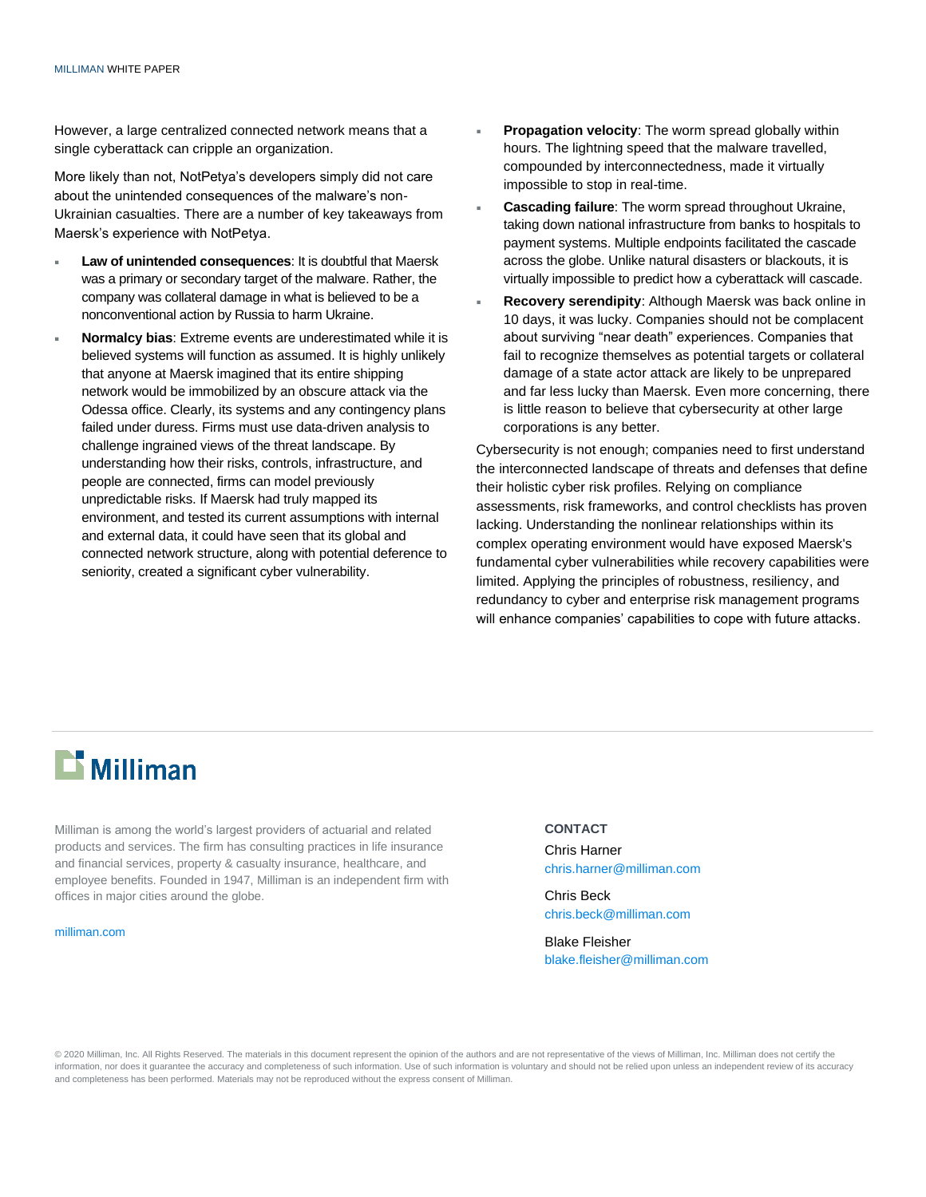However, a large centralized connected network means that a single cyberattack can cripple an organization.

More likely than not, NotPetya's developers simply did not care about the unintended consequences of the malware's non-Ukrainian casualties. There are a number of key takeaways from Maersk's experience with NotPetya.

- **Law of unintended consequences**: It is doubtful that Maersk was a primary or secondary target of the malware. Rather, the company was collateral damage in what is believed to be a nonconventional action by Russia to harm Ukraine.
- **Normalcy bias**: Extreme events are underestimated while it is believed systems will function as assumed. It is highly unlikely that anyone at Maersk imagined that its entire shipping network would be immobilized by an obscure attack via the Odessa office. Clearly, its systems and any contingency plans failed under duress. Firms must use data-driven analysis to challenge ingrained views of the threat landscape. By understanding how their risks, controls, infrastructure, and people are connected, firms can model previously unpredictable risks. If Maersk had truly mapped its environment, and tested its current assumptions with internal and external data, it could have seen that its global and connected network structure, along with potential deference to seniority, created a significant cyber vulnerability.
- **Propagation velocity**: The worm spread globally within hours. The lightning speed that the malware travelled, compounded by interconnectedness, made it virtually impossible to stop in real-time.
- **Cascading failure**: The worm spread throughout Ukraine, taking down national infrastructure from banks to hospitals to payment systems. Multiple endpoints facilitated the cascade across the globe. Unlike natural disasters or blackouts, it is virtually impossible to predict how a cyberattack will cascade.
- **Recovery serendipity**: Although Maersk was back online in 10 days, it was lucky. Companies should not be complacent about surviving "near death" experiences. Companies that fail to recognize themselves as potential targets or collateral damage of a state actor attack are likely to be unprepared and far less lucky than Maersk. Even more concerning, there is little reason to believe that cybersecurity at other large corporations is any better.

Cybersecurity is not enough; companies need to first understand the interconnected landscape of threats and defenses that define their holistic cyber risk profiles. Relying on compliance assessments, risk frameworks, and control checklists has proven lacking. Understanding the nonlinear relationships within its complex operating environment would have exposed Maersk's fundamental cyber vulnerabilities while recovery capabilities were limited. Applying the principles of robustness, resiliency, and redundancy to cyber and enterprise risk management programs will enhance companies' capabilities to cope with future attacks.

---

**Milliman**

Milliman is among the world's largest providers of actuarial and related products and services. The firm has consulting practices in life insurance and financial services, property & casualty insurance, healthcare, and employee benefits. Founded in 1947, Milliman is an independent firm with offices in major cities around the globe.

milliman.com

**CONTACT**

Chris Harner
chris.harner@milliman.com

Chris Beck
chris.beck@milliman.com

Blake Fleisher
blake.fleisher@milliman.com

© 2020 Milliman, Inc. All Rights Reserved. The materials in this document represent the opinion of the authors and are not representative of the views of Milliman, Inc. Milliman does not certify the information, nor does it guarantee the accuracy and completeness of such information. Use of such information is voluntary and should not be relied upon unless an independent review of its accuracy and completeness has been performed. Materials may not be reproduced without the express consent of Milliman.